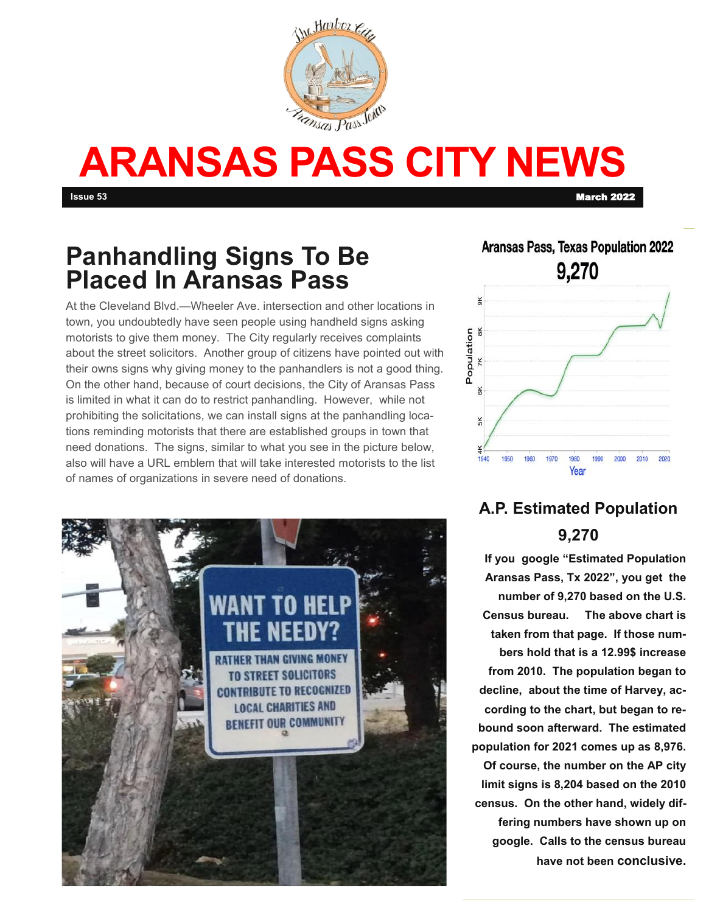# ARANSAS PASS CITY NEWS

Issue 53 March 2022

## Panhandling Signs To Be Placed In Aransas Pass

At the Cleveland Blvd.—Wheeler Ave. intersection and other locations in town, you undoubtedly have seen people using handheld signs asking motorists to give them money. The City regularly receives complaints about the street solicitors. Another group of citizens have pointed out with their owns signs why giving money to the panhandlers is not a good thing. On the other hand, because of court decisions, the City of Aransas Pass is limited in what it can do to restrict panhandling. However, while not prohibiting the solicitations, we can install signs at the panhandling locations reminding motorists that there are established groups in town that need donations. The signs, similar to what you see in the picture below, also will have a URL emblem that will take interested motorists to the list of names of organizations in severe need of donations.

## A.P. Estimated Population 9,270

**If you google "Estimated Population Aransas Pass, Tx 2022", you get the number of 9,270 based on the U.S. Census bureau. The above chart is taken from that page. If those numbers hold that is a 12.99$ increase from 2010. The population began to decline, about the time of Harvey, according to the chart, but began to rebound soon afterward. The estimated population for 2021 comes up as 8,976. Of course, the number on the AP city limit signs is 8,204 based on the 2010 census. On the other hand, widely differing numbers have shown up on google. Calls to the census bureau have not been conclusive.**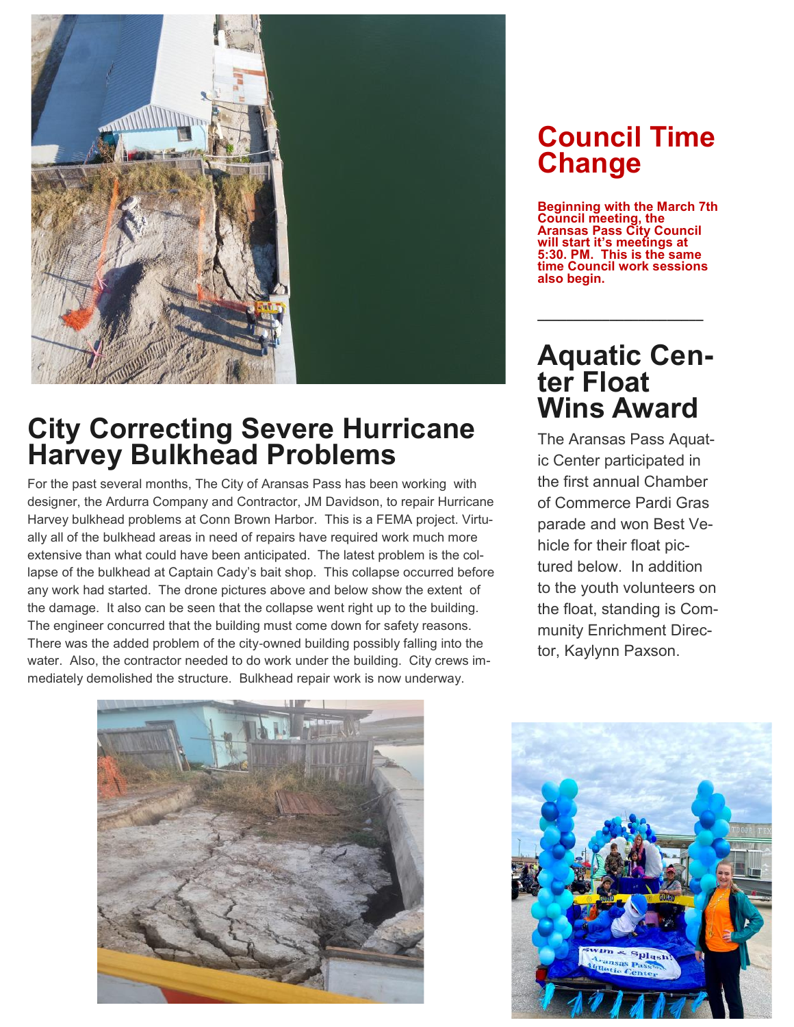## City Correcting Severe Hurricane Harvey Bulkhead Problems

For the past several months, The City of Aransas Pass has been working with designer, the Ardurra Company and Contractor, JM Davidson, to repair Hurricane Harvey bulkhead problems at Conn Brown Harbor. This is a FEMA project. Virtually all of the bulkhead areas in need of repairs have required work much more extensive than what could have been anticipated. The latest problem is the collapse of the bulkhead at Captain Cady's bait shop. This collapse occurred before any work had started. The drone pictures above and below show the extent of the damage. It also can be seen that the collapse went right up to the building. The engineer concurred that the building must come down for safety reasons. There was the added problem of the city-owned building possibly falling into the water. Also, the contractor needed to do work under the building. City crews immediately demolished the structure. Bulkhead repair work is now underway.

## Council Time Change

**Beginning with the March 7th Council meeting, the Aransas Pass City Council will start it's meetings at 5:30. PM. This is the same time Council work sessions also begin.**

---

## Aquatic Center Float Wins Award

The Aransas Pass Aquatic Center participated in the first annual Chamber of Commerce Pardi Gras parade and won Best Vehicle for their float pictured below. In addition to the youth volunteers on the float, standing is Community Enrichment Director, Kaylynn Paxson.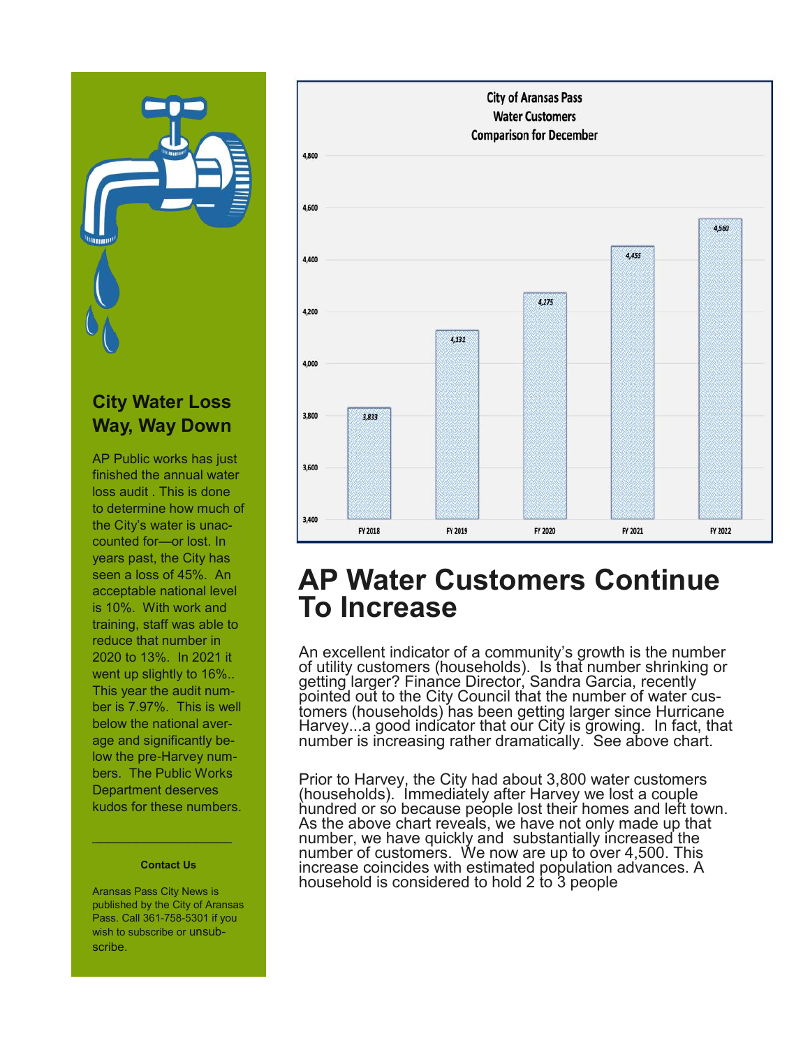## City Water Loss Way, Way Down

AP Public works has just finished the annual water loss audit . This is done to determine how much of the City's water is unaccounted for—or lost. In years past, the City has seen a loss of 45%. An acceptable national level is 10%. With work and training, staff was able to reduce that number in 2020 to 13%. In 2021 it went up slightly to 16%.. This year the audit number is 7.97%. This is well below the national average and significantly below the pre-Harvey numbers. The Public Works Department deserves kudos for these numbers.

---

**Contact Us**

Aransas Pass City News is published by the City of Aransas Pass. Call 361-758-5301 if you wish to subscribe or unsubscribe.

**City of Aransas Pass Water Customers Comparison for December**

| Fiscal Year | Water Customers |
|---|---|
| FY 2018 | 3,833 |
| FY 2019 | 4,131 |
| FY 2020 | 4,275 |
| FY 2021 | 4,455 |
| FY 2022 | 4,560 |

# AP Water Customers Continue To Increase

An excellent indicator of a community's growth is the number of utility customers (households). Is that number shrinking or getting larger? Finance Director, Sandra Garcia, recently pointed out to the City Council that the number of water customers (households) has been getting larger since Hurricane Harvey...a good indicator that our City is growing. In fact, that number is increasing rather dramatically. See above chart.

Prior to Harvey, the City had about 3,800 water customers (households). Immediately after Harvey we lost a couple hundred or so because people lost their homes and left town. As the above chart reveals, we have not only made up that number, we have quickly and substantially increased the number of customers. We now are up to over 4,500. This increase coincides with estimated population advances. A household is considered to hold 2 to 3 people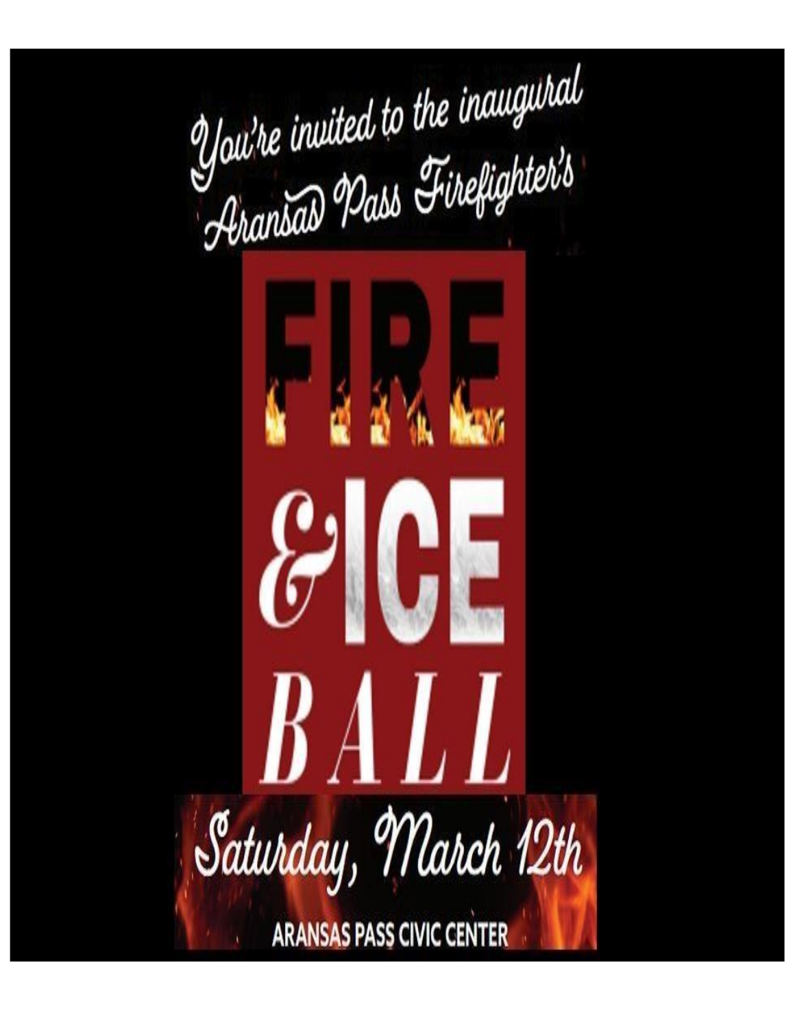You're invited to the inaugural Aransas Pass Firefighter's

# FIRE & ICE BALL

Saturday, March 12th

ARANSAS PASS CIVIC CENTER